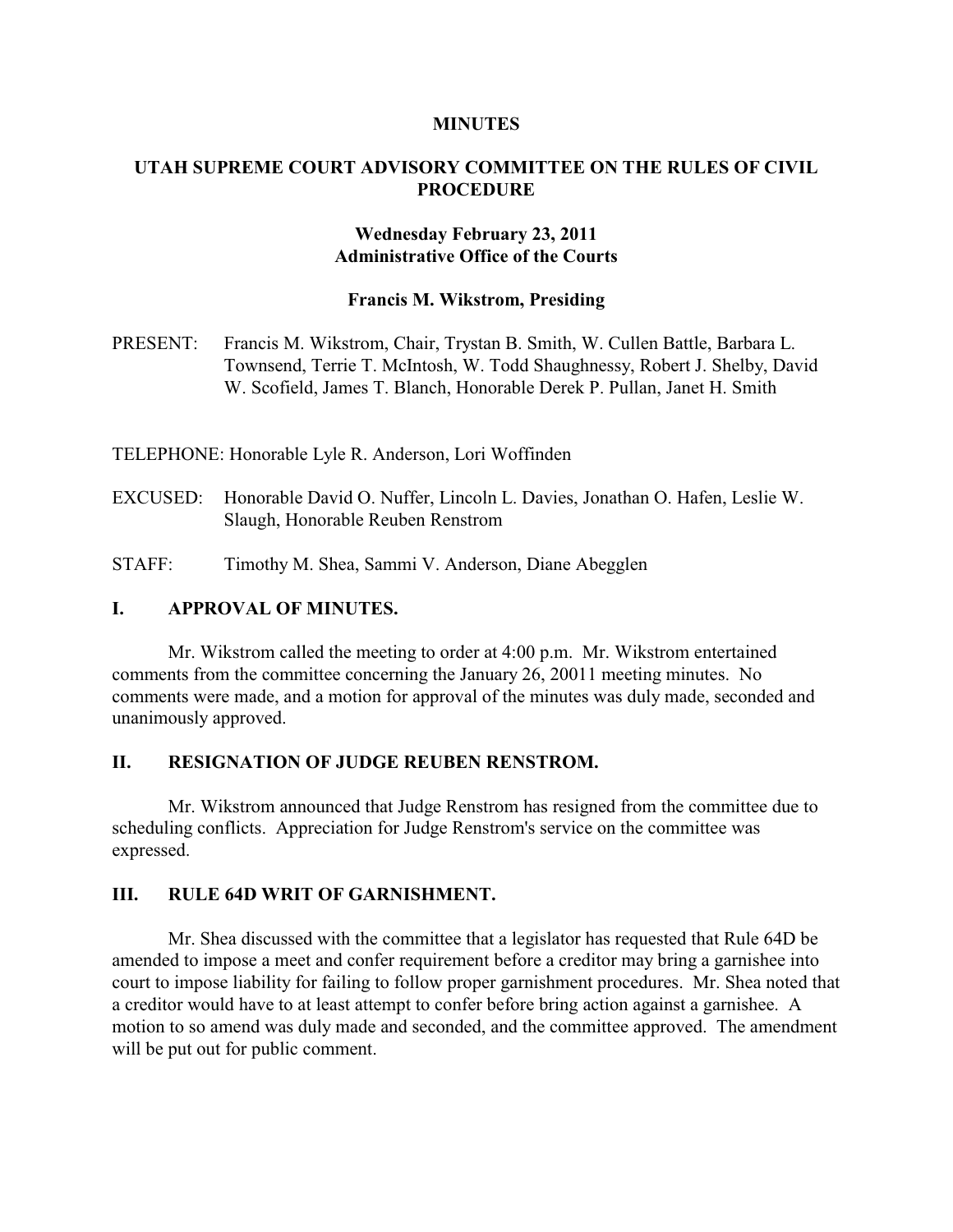**MINUTES**

**UTAH SUPREME COURT ADVISORY COMMITTEE ON THE RULES OF CIVIL PROCEDURE**

**Wednesday February 23, 2011**
**Administrative Office of the Courts**

**Francis M. Wikstrom, Presiding**

PRESENT: Francis M. Wikstrom, Chair, Trystan B. Smith, W. Cullen Battle, Barbara L. Townsend, Terrie T. McIntosh, W. Todd Shaughnessy, Robert J. Shelby, David W. Scofield, James T. Blanch, Honorable Derek P. Pullan, Janet H. Smith

TELEPHONE: Honorable Lyle R. Anderson, Lori Woffinden

EXCUSED: Honorable David O. Nuffer, Lincoln L. Davies, Jonathan O. Hafen, Leslie W. Slaugh, Honorable Reuben Renstrom

STAFF: Timothy M. Shea, Sammi V. Anderson, Diane Abegglen

## I. APPROVAL OF MINUTES.

Mr. Wikstrom called the meeting to order at 4:00 p.m. Mr. Wikstrom entertained comments from the committee concerning the January 26, 20011 meeting minutes. No comments were made, and a motion for approval of the minutes was duly made, seconded and unanimously approved.

## II. RESIGNATION OF JUDGE REUBEN RENSTROM.

Mr. Wikstrom announced that Judge Renstrom has resigned from the committee due to scheduling conflicts. Appreciation for Judge Renstrom's service on the committee was expressed.

## III. RULE 64D WRIT OF GARNISHMENT.

Mr. Shea discussed with the committee that a legislator has requested that Rule 64D be amended to impose a meet and confer requirement before a creditor may bring a garnishee into court to impose liability for failing to follow proper garnishment procedures. Mr. Shea noted that a creditor would have to at least attempt to confer before bring action against a garnishee. A motion to so amend was duly made and seconded, and the committee approved. The amendment will be put out for public comment.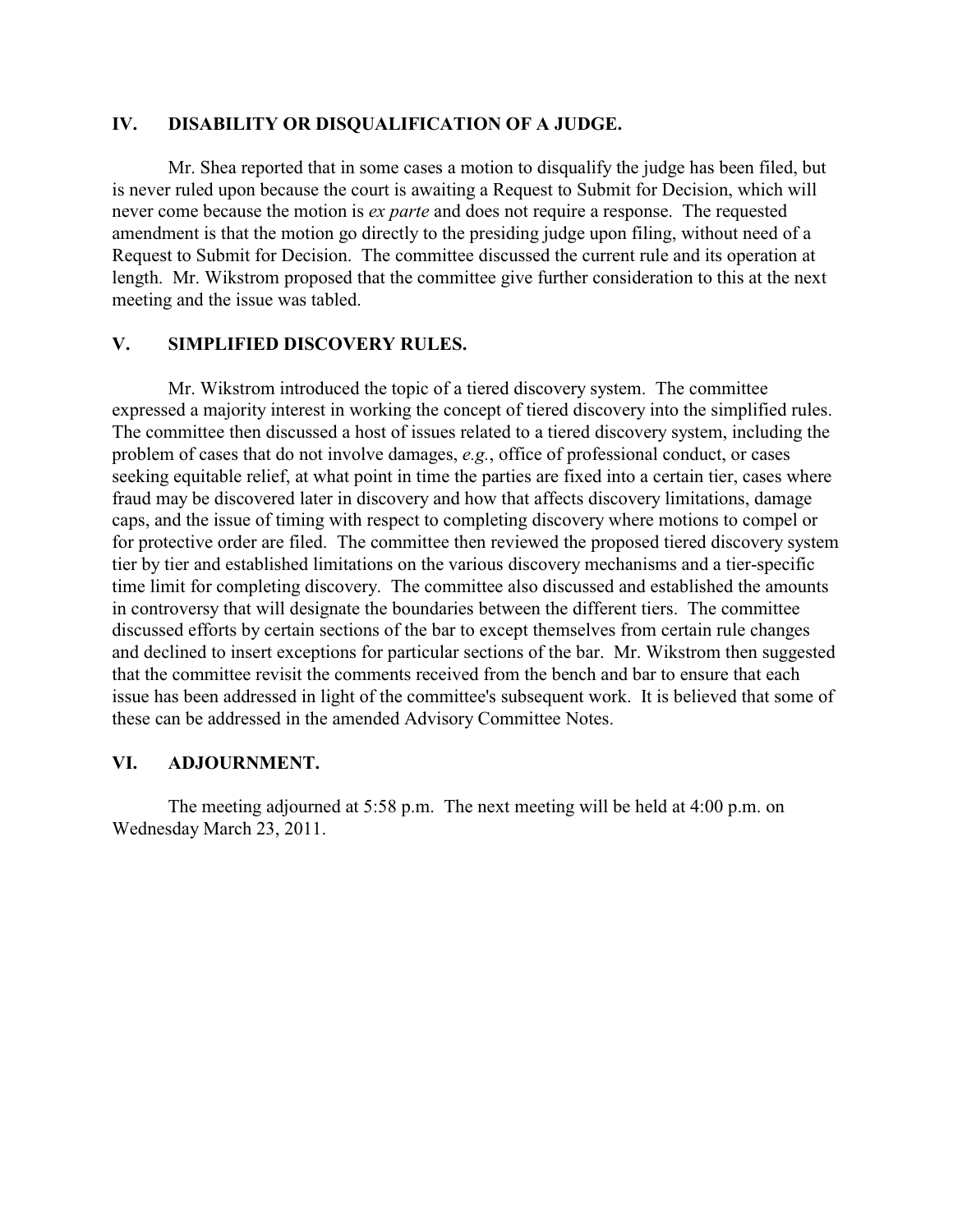## IV. DISABILITY OR DISQUALIFICATION OF A JUDGE.

Mr. Shea reported that in some cases a motion to disqualify the judge has been filed, but is never ruled upon because the court is awaiting a Request to Submit for Decision, which will never come because the motion is *ex parte* and does not require a response. The requested amendment is that the motion go directly to the presiding judge upon filing, without need of a Request to Submit for Decision. The committee discussed the current rule and its operation at length. Mr. Wikstrom proposed that the committee give further consideration to this at the next meeting and the issue was tabled.

## V. SIMPLIFIED DISCOVERY RULES.

Mr. Wikstrom introduced the topic of a tiered discovery system. The committee expressed a majority interest in working the concept of tiered discovery into the simplified rules. The committee then discussed a host of issues related to a tiered discovery system, including the problem of cases that do not involve damages, *e.g.*, office of professional conduct, or cases seeking equitable relief, at what point in time the parties are fixed into a certain tier, cases where fraud may be discovered later in discovery and how that affects discovery limitations, damage caps, and the issue of timing with respect to completing discovery where motions to compel or for protective order are filed. The committee then reviewed the proposed tiered discovery system tier by tier and established limitations on the various discovery mechanisms and a tier-specific time limit for completing discovery. The committee also discussed and established the amounts in controversy that will designate the boundaries between the different tiers. The committee discussed efforts by certain sections of the bar to except themselves from certain rule changes and declined to insert exceptions for particular sections of the bar. Mr. Wikstrom then suggested that the committee revisit the comments received from the bench and bar to ensure that each issue has been addressed in light of the committee's subsequent work. It is believed that some of these can be addressed in the amended Advisory Committee Notes.

## VI. ADJOURNMENT.

The meeting adjourned at 5:58 p.m. The next meeting will be held at 4:00 p.m. on Wednesday March 23, 2011.